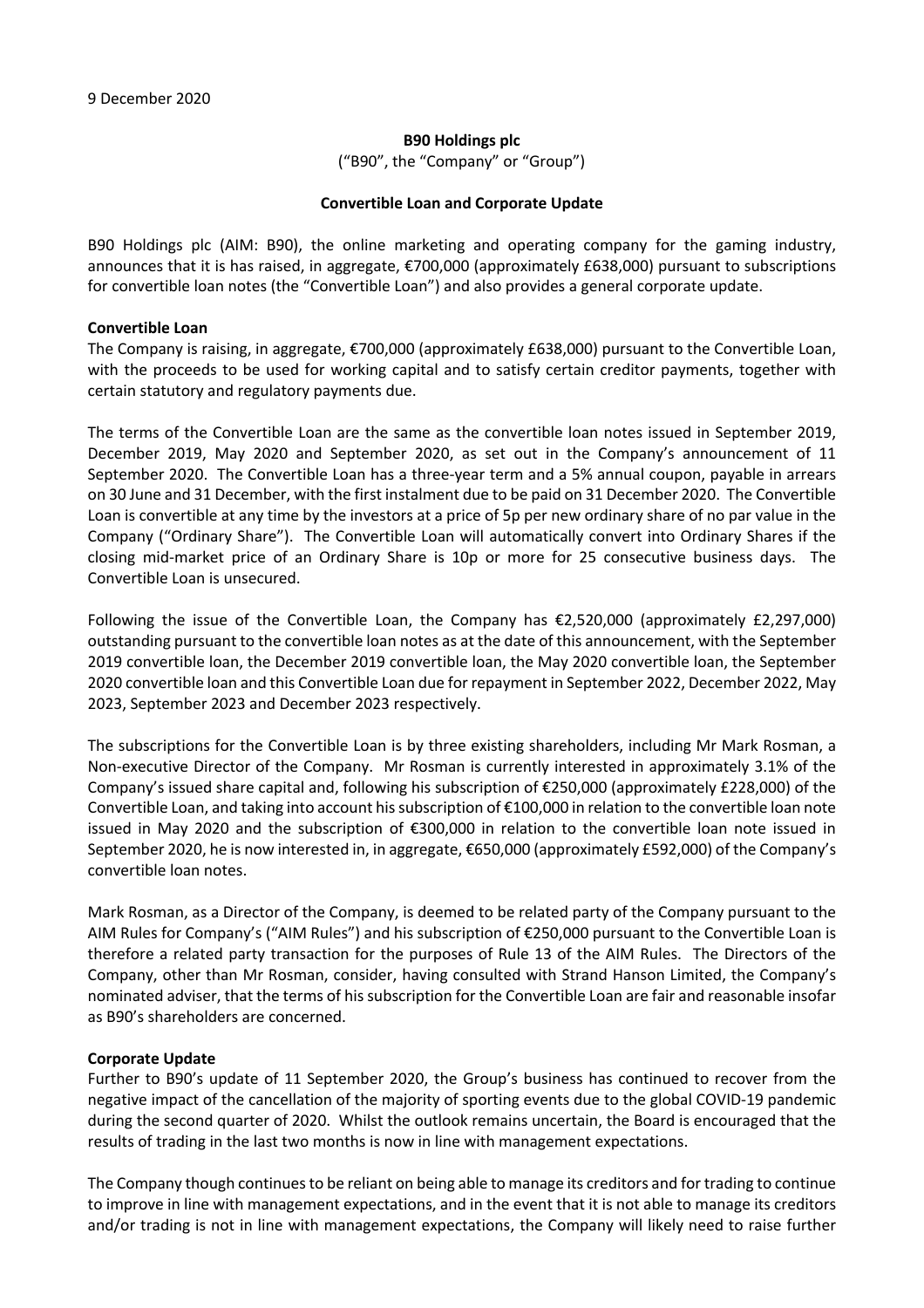9 December 2020

**B90 Holdings plc**

("B90", the "Company" or "Group")

**Convertible Loan and Corporate Update**

B90 Holdings plc (AIM: B90), the online marketing and operating company for the gaming industry, announces that it is has raised, in aggregate, €700,000 (approximately £638,000) pursuant to subscriptions for convertible loan notes (the "Convertible Loan") and also provides a general corporate update.

**Convertible Loan**

The Company is raising, in aggregate, €700,000 (approximately £638,000) pursuant to the Convertible Loan, with the proceeds to be used for working capital and to satisfy certain creditor payments, together with certain statutory and regulatory payments due.

The terms of the Convertible Loan are the same as the convertible loan notes issued in September 2019, December 2019, May 2020 and September 2020, as set out in the Company's announcement of 11 September 2020. The Convertible Loan has a three-year term and a 5% annual coupon, payable in arrears on 30 June and 31 December, with the first instalment due to be paid on 31 December 2020. The Convertible Loan is convertible at any time by the investors at a price of 5p per new ordinary share of no par value in the Company ("Ordinary Share"). The Convertible Loan will automatically convert into Ordinary Shares if the closing mid-market price of an Ordinary Share is 10p or more for 25 consecutive business days. The Convertible Loan is unsecured.

Following the issue of the Convertible Loan, the Company has €2,520,000 (approximately £2,297,000) outstanding pursuant to the convertible loan notes as at the date of this announcement, with the September 2019 convertible loan, the December 2019 convertible loan, the May 2020 convertible loan, the September 2020 convertible loan and this Convertible Loan due for repayment in September 2022, December 2022, May 2023, September 2023 and December 2023 respectively.

The subscriptions for the Convertible Loan is by three existing shareholders, including Mr Mark Rosman, a Non-executive Director of the Company. Mr Rosman is currently interested in approximately 3.1% of the Company's issued share capital and, following his subscription of €250,000 (approximately £228,000) of the Convertible Loan, and taking into account his subscription of €100,000 in relation to the convertible loan note issued in May 2020 and the subscription of €300,000 in relation to the convertible loan note issued in September 2020, he is now interested in, in aggregate, €650,000 (approximately £592,000) of the Company's convertible loan notes.

Mark Rosman, as a Director of the Company, is deemed to be related party of the Company pursuant to the AIM Rules for Company's ("AIM Rules") and his subscription of €250,000 pursuant to the Convertible Loan is therefore a related party transaction for the purposes of Rule 13 of the AIM Rules. The Directors of the Company, other than Mr Rosman, consider, having consulted with Strand Hanson Limited, the Company's nominated adviser, that the terms of his subscription for the Convertible Loan are fair and reasonable insofar as B90's shareholders are concerned.

**Corporate Update**

Further to B90's update of 11 September 2020, the Group's business has continued to recover from the negative impact of the cancellation of the majority of sporting events due to the global COVID-19 pandemic during the second quarter of 2020. Whilst the outlook remains uncertain, the Board is encouraged that the results of trading in the last two months is now in line with management expectations.

The Company though continues to be reliant on being able to manage its creditors and for trading to continue to improve in line with management expectations, and in the event that it is not able to manage its creditors and/or trading is not in line with management expectations, the Company will likely need to raise further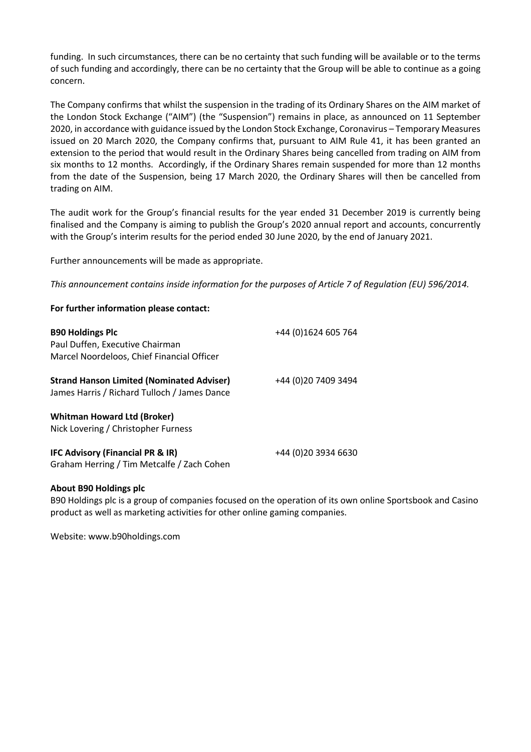funding. In such circumstances, there can be no certainty that such funding will be available or to the terms of such funding and accordingly, there can be no certainty that the Group will be able to continue as a going concern.

The Company confirms that whilst the suspension in the trading of its Ordinary Shares on the AIM market of the London Stock Exchange ("AIM") (the "Suspension") remains in place, as announced on 11 September 2020, in accordance with guidance issued by the London Stock Exchange, Coronavirus – Temporary Measures issued on 20 March 2020, the Company confirms that, pursuant to AIM Rule 41, it has been granted an extension to the period that would result in the Ordinary Shares being cancelled from trading on AIM from six months to 12 months. Accordingly, if the Ordinary Shares remain suspended for more than 12 months from the date of the Suspension, being 17 March 2020, the Ordinary Shares will then be cancelled from trading on AIM.

The audit work for the Group's financial results for the year ended 31 December 2019 is currently being finalised and the Company is aiming to publish the Group's 2020 annual report and accounts, concurrently with the Group's interim results for the period ended 30 June 2020, by the end of January 2021.

Further announcements will be made as appropriate.

*This announcement contains inside information for the purposes of Article 7 of Regulation (EU) 596/2014.*

**For further information please contact:**

| | |
|---|---|
| **B90 Holdings Plc**<br>Paul Duffen, Executive Chairman<br>Marcel Noordeloos, Chief Financial Officer | +44 (0)1624 605 764 |
| **Strand Hanson Limited (Nominated Adviser)**<br>James Harris / Richard Tulloch / James Dance | +44 (0)20 7409 3494 |
| **Whitman Howard Ltd (Broker)**<br>Nick Lovering / Christopher Furness | |
| **IFC Advisory (Financial PR & IR)**<br>Graham Herring / Tim Metcalfe / Zach Cohen | +44 (0)20 3934 6630 |

**About B90 Holdings plc**

B90 Holdings plc is a group of companies focused on the operation of its own online Sportsbook and Casino product as well as marketing activities for other online gaming companies.

Website: www.b90holdings.com